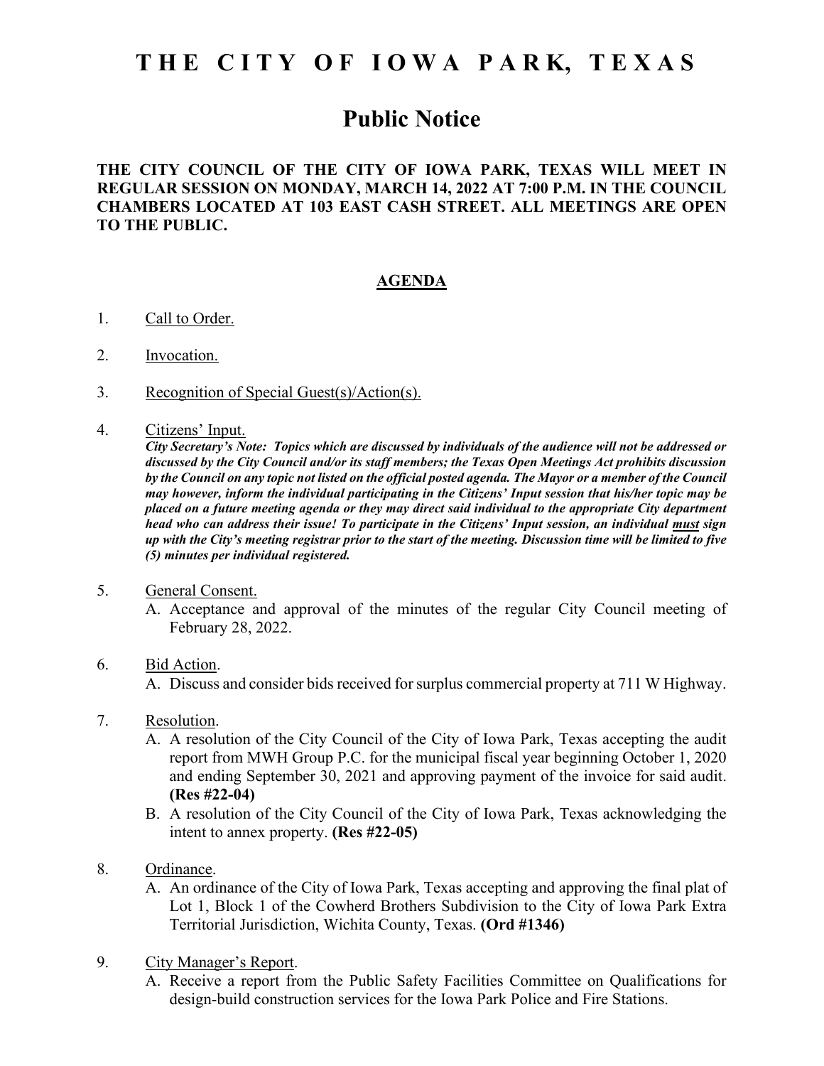# THE CITY OF IOWA PARK, TEXAS

## Public Notice

**THE CITY COUNCIL OF THE CITY OF IOWA PARK, TEXAS WILL MEET IN REGULAR SESSION ON MONDAY, MARCH 14, 2022 AT 7:00 P.M. IN THE COUNCIL CHAMBERS LOCATED AT 103 EAST CASH STREET. ALL MEETINGS ARE OPEN TO THE PUBLIC.**

### AGENDA

1. Call to Order.

2. Invocation.

3. Recognition of Special Guest(s)/Action(s).

4. Citizens' Input.
   ***City Secretary's Note: Topics which are discussed by individuals of the audience will not be addressed or discussed by the City Council and/or its staff members; the Texas Open Meetings Act prohibits discussion by the Council on any topic not listed on the official posted agenda. The Mayor or a member of the Council may however, inform the individual participating in the Citizens' Input session that his/her topic may be placed on a future meeting agenda or they may direct said individual to the appropriate City department head who can address their issue! To participate in the Citizens' Input session, an individual must sign up with the City's meeting registrar prior to the start of the meeting. Discussion time will be limited to five (5) minutes per individual registered.***

5. General Consent.
   A. Acceptance and approval of the minutes of the regular City Council meeting of February 28, 2022.

6. Bid Action.
   A. Discuss and consider bids received for surplus commercial property at 711 W Highway.

7. Resolution.
   A. A resolution of the City Council of the City of Iowa Park, Texas accepting the audit report from MWH Group P.C. for the municipal fiscal year beginning October 1, 2020 and ending September 30, 2021 and approving payment of the invoice for said audit. **(Res #22-04)**
   B. A resolution of the City Council of the City of Iowa Park, Texas acknowledging the intent to annex property. **(Res #22-05)**

8. Ordinance.
   A. An ordinance of the City of Iowa Park, Texas accepting and approving the final plat of Lot 1, Block 1 of the Cowherd Brothers Subdivision to the City of Iowa Park Extra Territorial Jurisdiction, Wichita County, Texas. **(Ord #1346)**

9. City Manager's Report.
   A. Receive a report from the Public Safety Facilities Committee on Qualifications for design-build construction services for the Iowa Park Police and Fire Stations.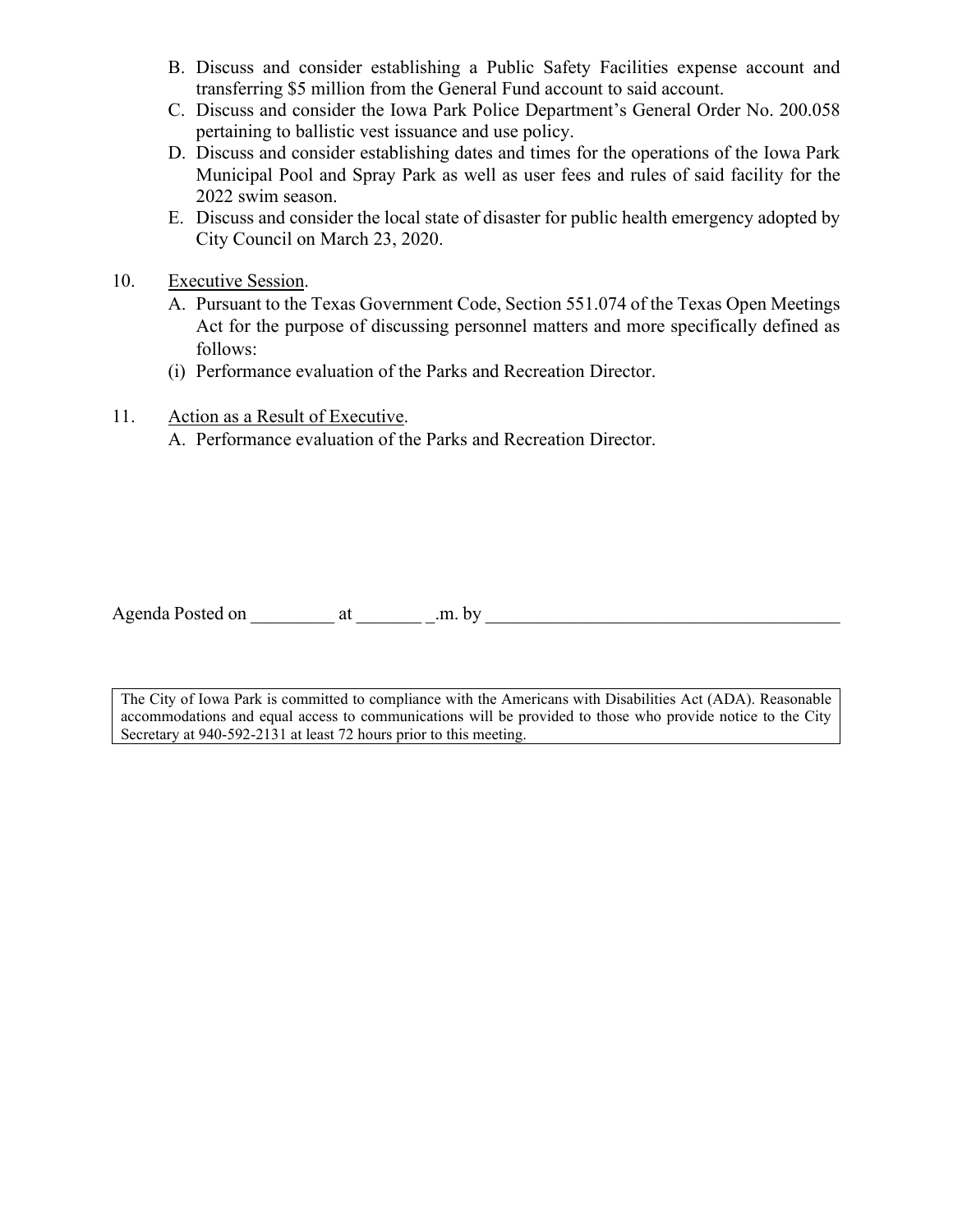B. Discuss and consider establishing a Public Safety Facilities expense account and transferring $5 million from the General Fund account to said account.

C. Discuss and consider the Iowa Park Police Department's General Order No. 200.058 pertaining to ballistic vest issuance and use policy.

D. Discuss and consider establishing dates and times for the operations of the Iowa Park Municipal Pool and Spray Park as well as user fees and rules of said facility for the 2022 swim season.

E. Discuss and consider the local state of disaster for public health emergency adopted by City Council on March 23, 2020.

10. Executive Session.

A. Pursuant to the Texas Government Code, Section 551.074 of the Texas Open Meetings Act for the purpose of discussing personnel matters and more specifically defined as follows:

(i) Performance evaluation of the Parks and Recreation Director.

11. Action as a Result of Executive.

A. Performance evaluation of the Parks and Recreation Director.

Agenda Posted on _________ at _______ _.m. by ______________________________________

The City of Iowa Park is committed to compliance with the Americans with Disabilities Act (ADA). Reasonable accommodations and equal access to communications will be provided to those who provide notice to the City Secretary at 940-592-2131 at least 72 hours prior to this meeting.